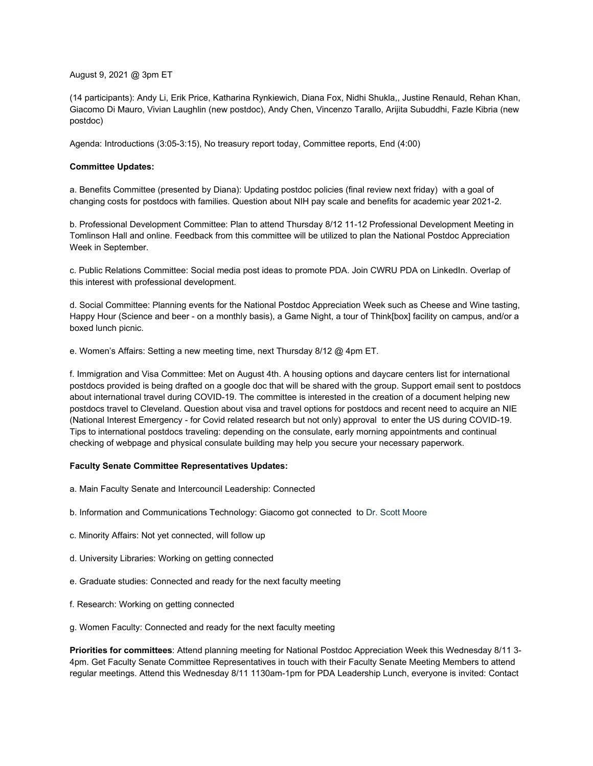August 9, 2021 @ 3pm ET

(14 participants): Andy Li, Erik Price, Katharina Rynkiewich, Diana Fox, Nidhi Shukla,, Justine Renauld, Rehan Khan, Giacomo Di Mauro, Vivian Laughlin (new postdoc), Andy Chen, Vincenzo Tarallo, Arijita Subuddhi, Fazle Kibria (new postdoc)

Agenda: Introductions (3:05-3:15), No treasury report today, Committee reports, End (4:00)

**Committee Updates:**

a. Benefits Committee (presented by Diana): Updating postdoc policies (final review next friday) with a goal of changing costs for postdocs with families. Question about NIH pay scale and benefits for academic year 2021-2.

b. Professional Development Committee: Plan to attend Thursday 8/12 11-12 Professional Development Meeting in Tomlinson Hall and online. Feedback from this committee will be utilized to plan the National Postdoc Appreciation Week in September.

c. Public Relations Committee: Social media post ideas to promote PDA. Join CWRU PDA on LinkedIn. Overlap of this interest with professional development.

d. Social Committee: Planning events for the National Postdoc Appreciation Week such as Cheese and Wine tasting, Happy Hour (Science and beer - on a monthly basis), a Game Night, a tour of Think[box] facility on campus, and/or a boxed lunch picnic.

e. Women's Affairs: Setting a new meeting time, next Thursday 8/12 @ 4pm ET.

f. Immigration and Visa Committee: Met on August 4th. A housing options and daycare centers list for international postdocs provided is being drafted on a google doc that will be shared with the group. Support email sent to postdocs about international travel during COVID-19. The committee is interested in the creation of a document helping new postdocs travel to Cleveland. Question about visa and travel options for postdocs and recent need to acquire an NIE (National Interest Emergency - for Covid related research but not only) approval to enter the US during COVID-19. Tips to international postdocs traveling: depending on the consulate, early morning appointments and continual checking of webpage and physical consulate building may help you secure your necessary paperwork.

**Faculty Senate Committee Representatives Updates:**

a. Main Faculty Senate and Intercouncil Leadership: Connected

b. Information and Communications Technology: Giacomo got connected to Dr. Scott Moore

c. Minority Affairs: Not yet connected, will follow up

d. University Libraries: Working on getting connected

e. Graduate studies: Connected and ready for the next faculty meeting

f. Research: Working on getting connected

g. Women Faculty: Connected and ready for the next faculty meeting

**Priorities for committees**: Attend planning meeting for National Postdoc Appreciation Week this Wednesday 8/11 3-4pm. Get Faculty Senate Committee Representatives in touch with their Faculty Senate Meeting Members to attend regular meetings. Attend this Wednesday 8/11 1130am-1pm for PDA Leadership Lunch, everyone is invited: Contact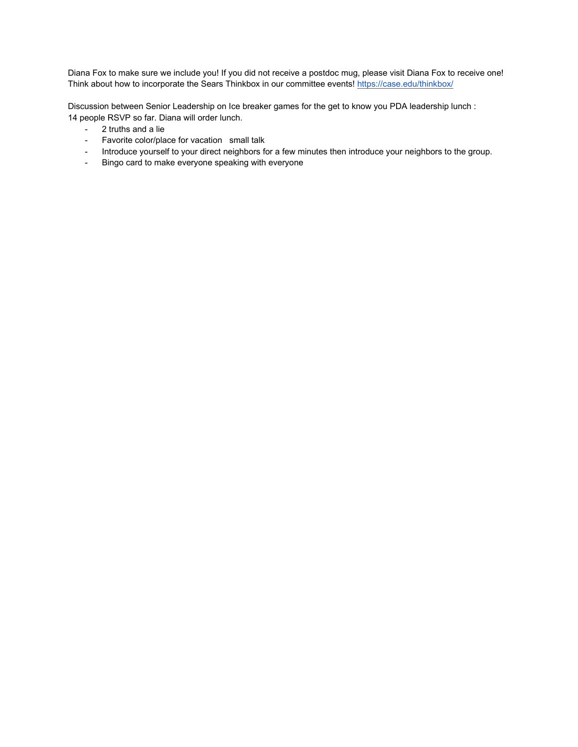Diana Fox to make sure we include you! If you did not receive a postdoc mug, please visit Diana Fox to receive one!
Think about how to incorporate the Sears Thinkbox in our committee events! https://case.edu/thinkbox/

Discussion between Senior Leadership on Ice breaker games for the get to know you PDA leadership lunch :
14 people RSVP so far. Diana will order lunch.

- 2 truths and a lie
- Favorite color/place for vacation   small talk
- Introduce yourself to your direct neighbors for a few minutes then introduce your neighbors to the group.
- Bingo card to make everyone speaking with everyone